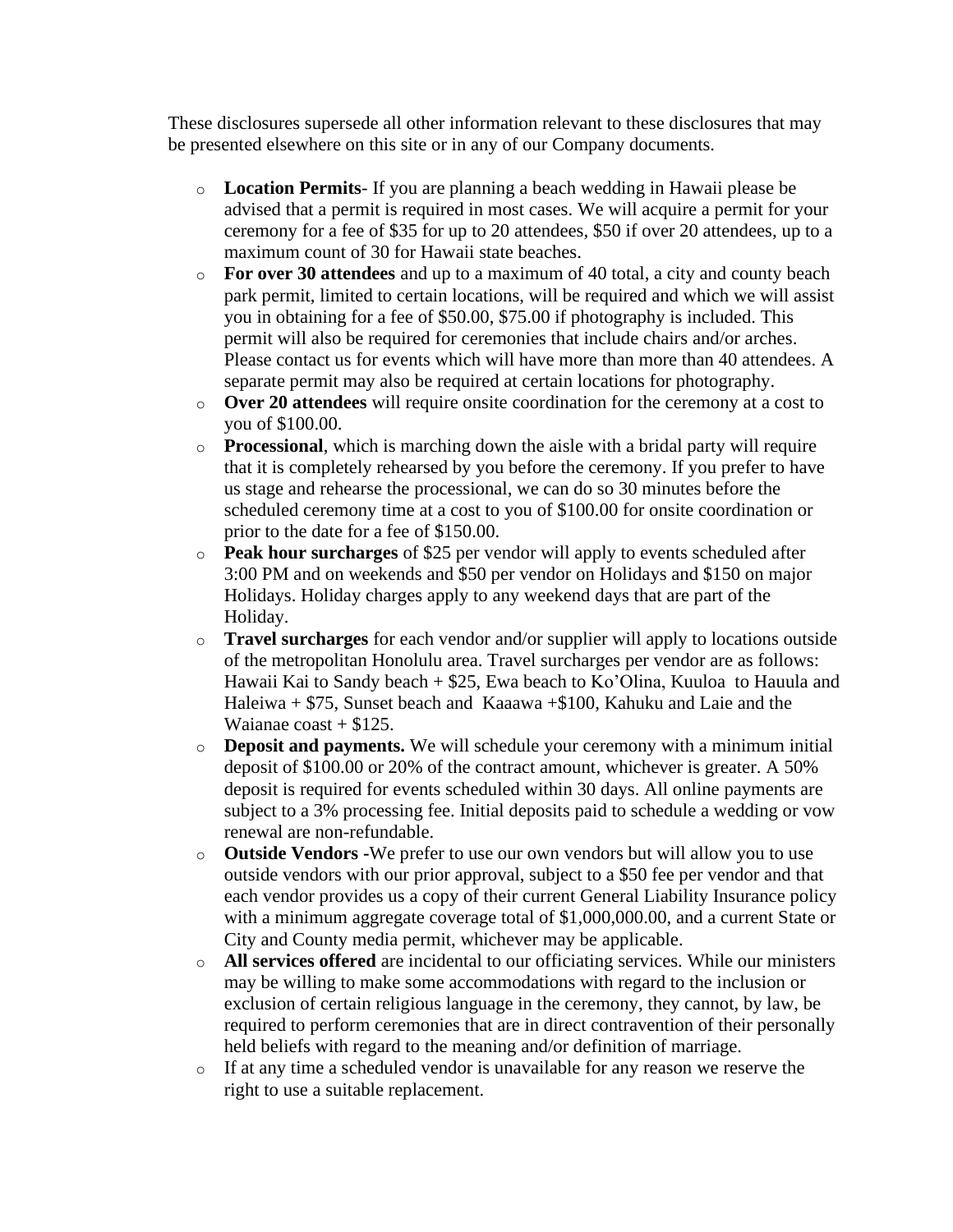These disclosures supersede all other information relevant to these disclosures that may be presented elsewhere on this site or in any of our Company documents.

- **Location Permits**- If you are planning a beach wedding in Hawaii please be advised that a permit is required in most cases. We will acquire a permit for your ceremony for a fee of $35 for up to 20 attendees, $50 if over 20 attendees, up to a maximum count of 30 for Hawaii state beaches.
- **For over 30 attendees** and up to a maximum of 40 total, a city and county beach park permit, limited to certain locations, will be required and which we will assist you in obtaining for a fee of $50.00, $75.00 if photography is included. This permit will also be required for ceremonies that include chairs and/or arches. Please contact us for events which will have more than more than 40 attendees. A separate permit may also be required at certain locations for photography.
- **Over 20 attendees** will require onsite coordination for the ceremony at a cost to you of $100.00.
- **Processional**, which is marching down the aisle with a bridal party will require that it is completely rehearsed by you before the ceremony. If you prefer to have us stage and rehearse the processional, we can do so 30 minutes before the scheduled ceremony time at a cost to you of $100.00 for onsite coordination or prior to the date for a fee of $150.00.
- **Peak hour surcharges** of $25 per vendor will apply to events scheduled after 3:00 PM and on weekends and $50 per vendor on Holidays and $150 on major Holidays. Holiday charges apply to any weekend days that are part of the Holiday.
- **Travel surcharges** for each vendor and/or supplier will apply to locations outside of the metropolitan Honolulu area. Travel surcharges per vendor are as follows: Hawaii Kai to Sandy beach + $25, Ewa beach to Ko'Olina, Kuuloa to Hauula and Haleiwa + $75, Sunset beach and Kaaawa +$100, Kahuku and Laie and the Waianae coast + $125.
- **Deposit and payments.** We will schedule your ceremony with a minimum initial deposit of $100.00 or 20% of the contract amount, whichever is greater. A 50% deposit is required for events scheduled within 30 days. All online payments are subject to a 3% processing fee. Initial deposits paid to schedule a wedding or vow renewal are non-refundable.
- **Outside Vendors -**We prefer to use our own vendors but will allow you to use outside vendors with our prior approval, subject to a $50 fee per vendor and that each vendor provides us a copy of their current General Liability Insurance policy with a minimum aggregate coverage total of $1,000,000.00, and a current State or City and County media permit, whichever may be applicable.
- **All services offered** are incidental to our officiating services. While our ministers may be willing to make some accommodations with regard to the inclusion or exclusion of certain religious language in the ceremony, they cannot, by law, be required to perform ceremonies that are in direct contravention of their personally held beliefs with regard to the meaning and/or definition of marriage.
- If at any time a scheduled vendor is unavailable for any reason we reserve the right to use a suitable replacement.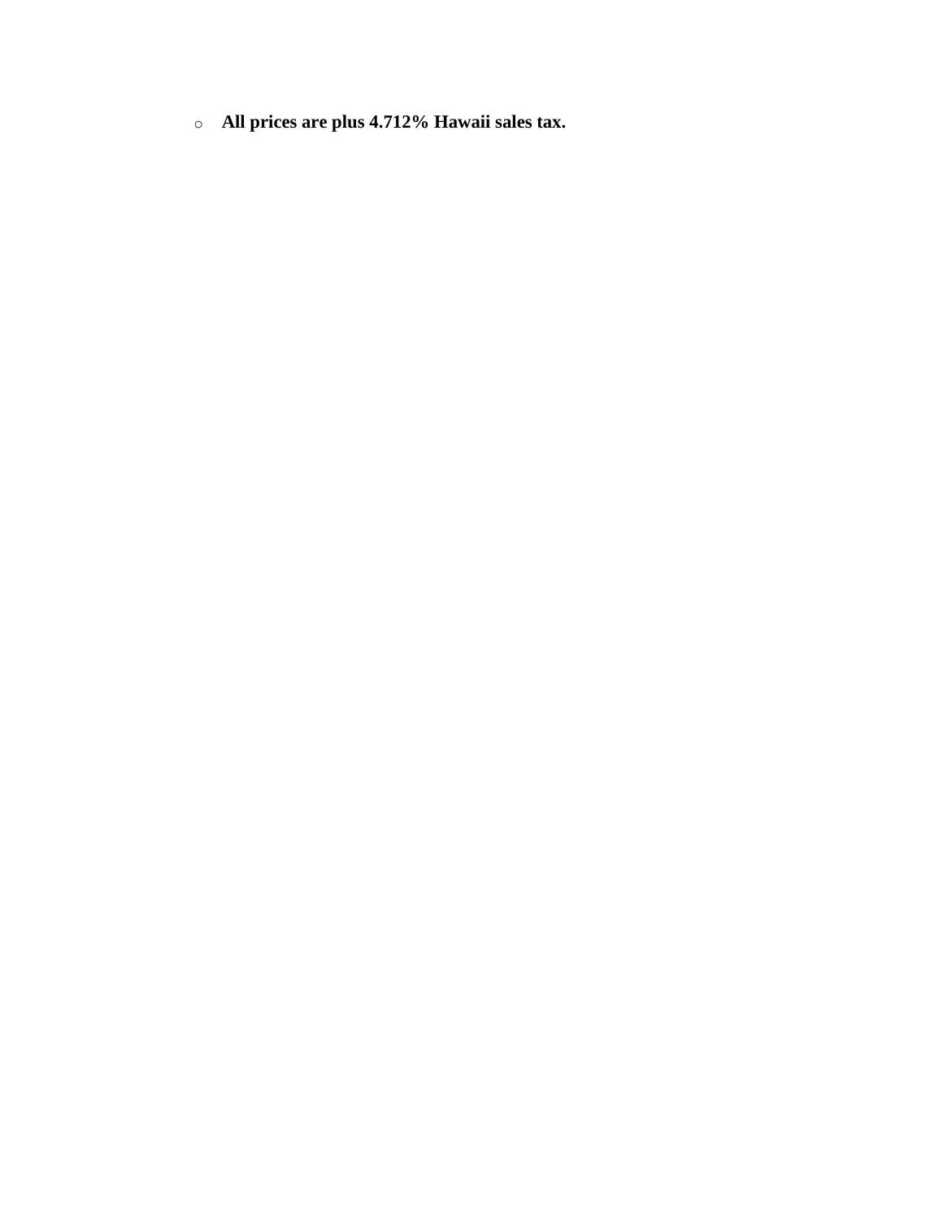- **All prices are plus 4.712% Hawaii sales tax.**